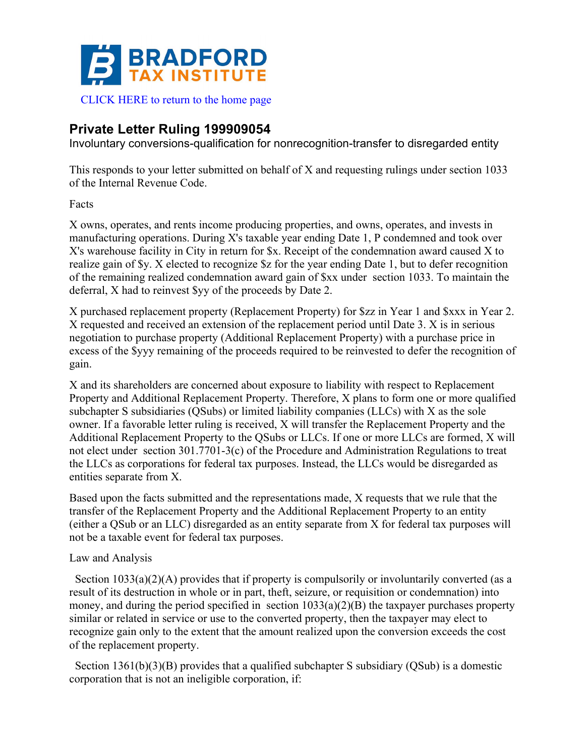# BRADFORD TAX INSTITUTE

CLICK HERE to return to the home page

## Private Letter Ruling 199909054

Involuntary conversions-qualification for nonrecognition-transfer to disregarded entity

This responds to your letter submitted on behalf of X and requesting rulings under section 1033 of the Internal Revenue Code.

Facts

X owns, operates, and rents income producing properties, and owns, operates, and invests in manufacturing operations. During X's taxable year ending Date 1, P condemned and took over X's warehouse facility in City in return for $x. Receipt of the condemnation award caused X to realize gain of $y. X elected to recognize $z for the year ending Date 1, but to defer recognition of the remaining realized condemnation award gain of $xx under section 1033. To maintain the deferral, X had to reinvest $yy of the proceeds by Date 2.

X purchased replacement property (Replacement Property) for $zz in Year 1 and $xxx in Year 2. X requested and received an extension of the replacement period until Date 3. X is in serious negotiation to purchase property (Additional Replacement Property) with a purchase price in excess of the $yyy remaining of the proceeds required to be reinvested to defer the recognition of gain.

X and its shareholders are concerned about exposure to liability with respect to Replacement Property and Additional Replacement Property. Therefore, X plans to form one or more qualified subchapter S subsidiaries (QSubs) or limited liability companies (LLCs) with X as the sole owner. If a favorable letter ruling is received, X will transfer the Replacement Property and the Additional Replacement Property to the QSubs or LLCs. If one or more LLCs are formed, X will not elect under section 301.7701-3(c) of the Procedure and Administration Regulations to treat the LLCs as corporations for federal tax purposes. Instead, the LLCs would be disregarded as entities separate from X.

Based upon the facts submitted and the representations made, X requests that we rule that the transfer of the Replacement Property and the Additional Replacement Property to an entity (either a QSub or an LLC) disregarded as an entity separate from X for federal tax purposes will not be a taxable event for federal tax purposes.

Law and Analysis

Section 1033(a)(2)(A) provides that if property is compulsorily or involuntarily converted (as a result of its destruction in whole or in part, theft, seizure, or requisition or condemnation) into money, and during the period specified in section 1033(a)(2)(B) the taxpayer purchases property similar or related in service or use to the converted property, then the taxpayer may elect to recognize gain only to the extent that the amount realized upon the conversion exceeds the cost of the replacement property.

Section 1361(b)(3)(B) provides that a qualified subchapter S subsidiary (QSub) is a domestic corporation that is not an ineligible corporation, if: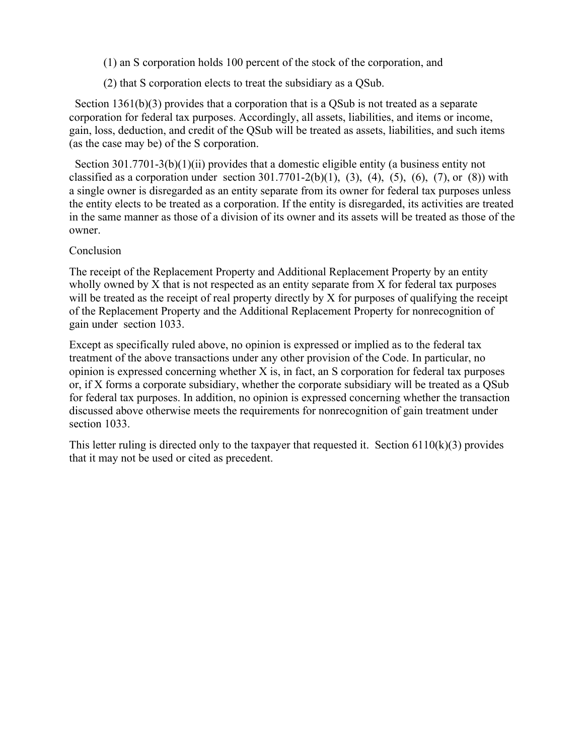(1) an S corporation holds 100 percent of the stock of the corporation, and

(2) that S corporation elects to treat the subsidiary as a QSub.

Section 1361(b)(3) provides that a corporation that is a QSub is not treated as a separate corporation for federal tax purposes. Accordingly, all assets, liabilities, and items or income, gain, loss, deduction, and credit of the QSub will be treated as assets, liabilities, and such items (as the case may be) of the S corporation.

Section 301.7701-3(b)(1)(ii) provides that a domestic eligible entity (a business entity not classified as a corporation under section 301.7701-2(b)(1), (3), (4), (5), (6), (7), or (8)) with a single owner is disregarded as an entity separate from its owner for federal tax purposes unless the entity elects to be treated as a corporation. If the entity is disregarded, its activities are treated in the same manner as those of a division of its owner and its assets will be treated as those of the owner.

Conclusion

The receipt of the Replacement Property and Additional Replacement Property by an entity wholly owned by X that is not respected as an entity separate from X for federal tax purposes will be treated as the receipt of real property directly by X for purposes of qualifying the receipt of the Replacement Property and the Additional Replacement Property for nonrecognition of gain under section 1033.

Except as specifically ruled above, no opinion is expressed or implied as to the federal tax treatment of the above transactions under any other provision of the Code. In particular, no opinion is expressed concerning whether X is, in fact, an S corporation for federal tax purposes or, if X forms a corporate subsidiary, whether the corporate subsidiary will be treated as a QSub for federal tax purposes. In addition, no opinion is expressed concerning whether the transaction discussed above otherwise meets the requirements for nonrecognition of gain treatment under section 1033.

This letter ruling is directed only to the taxpayer that requested it. Section 6110(k)(3) provides that it may not be used or cited as precedent.